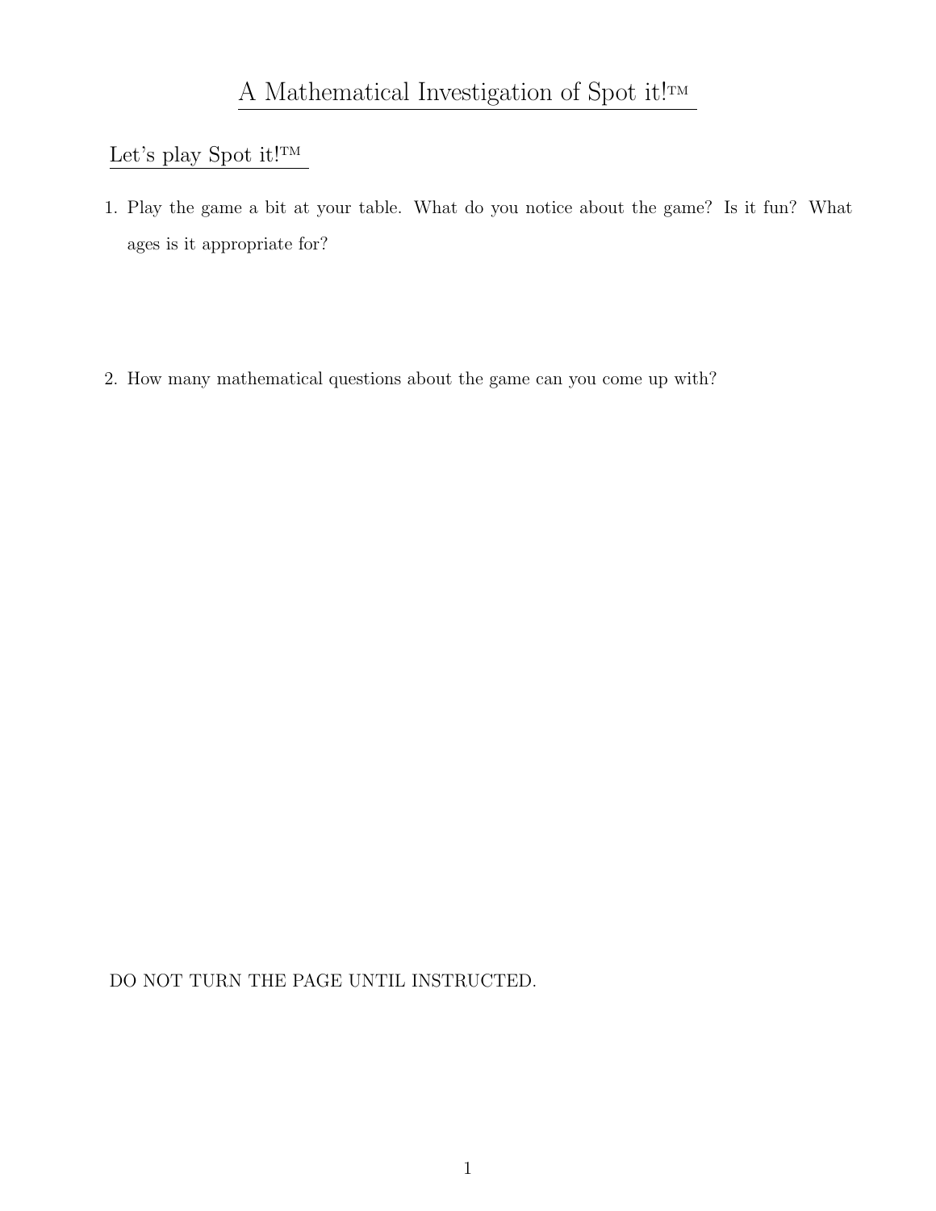# A Mathematical Investigation of Spot it!™

## Let's play Spot it!™

1. Play the game a bit at your table. What do you notice about the game? Is it fun? What ages is it appropriate for?

2. How many mathematical questions about the game can you come up with?

DO NOT TURN THE PAGE UNTIL INSTRUCTED.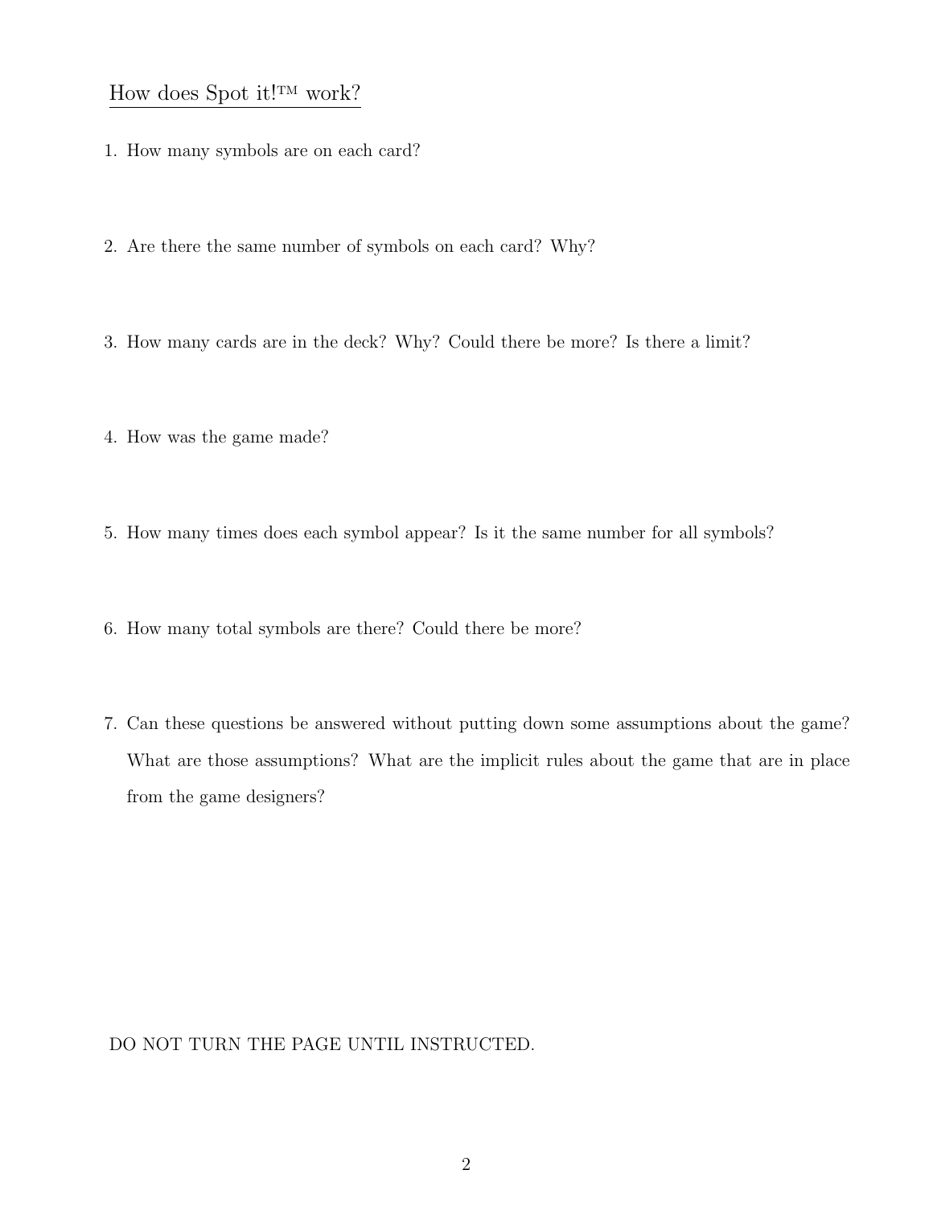## How does Spot it!™ work?

1. How many symbols are on each card?

2. Are there the same number of symbols on each card? Why?

3. How many cards are in the deck? Why? Could there be more? Is there a limit?

4. How was the game made?

5. How many times does each symbol appear? Is it the same number for all symbols?

6. How many total symbols are there? Could there be more?

7. Can these questions be answered without putting down some assumptions about the game? What are those assumptions? What are the implicit rules about the game that are in place from the game designers?

DO NOT TURN THE PAGE UNTIL INSTRUCTED.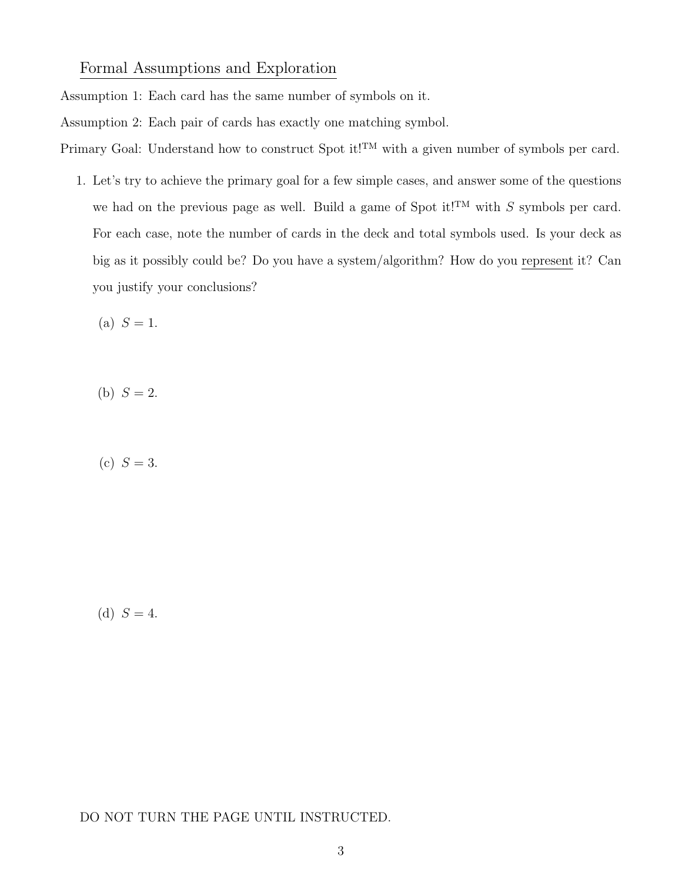## Formal Assumptions and Exploration

Assumption 1: Each card has the same number of symbols on it.

Assumption 2: Each pair of cards has exactly one matching symbol.

Primary Goal: Understand how to construct Spot it!™ with a given number of symbols per card.

1. Let's try to achieve the primary goal for a few simple cases, and answer some of the questions we had on the previous page as well. Build a game of Spot it!™ with $S$ symbols per card. For each case, note the number of cards in the deck and total symbols used. Is your deck as big as it possibly could be? Do you have a system/algorithm? How do you <u>represent</u> it? Can you justify your conclusions?

   (a) $S = 1$.

   (b) $S = 2$.

   (c) $S = 3$.

   (d) $S = 4$.

DO NOT TURN THE PAGE UNTIL INSTRUCTED.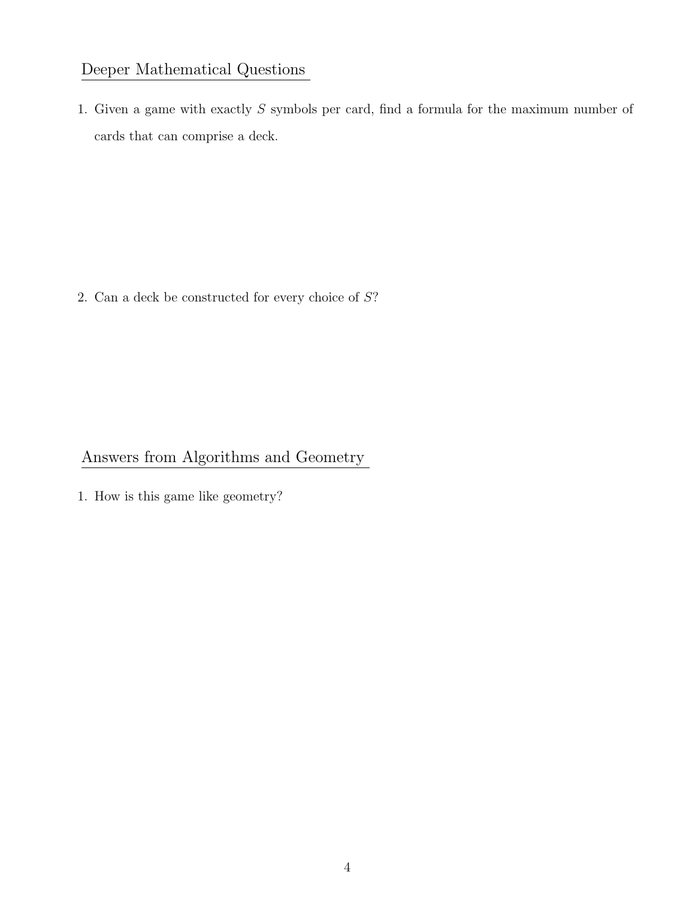## Deeper Mathematical Questions

1. Given a game with exactly $S$ symbols per card, find a formula for the maximum number of cards that can comprise a deck.

2. Can a deck be constructed for every choice of $S$?

## Answers from Algorithms and Geometry

1. How is this game like geometry?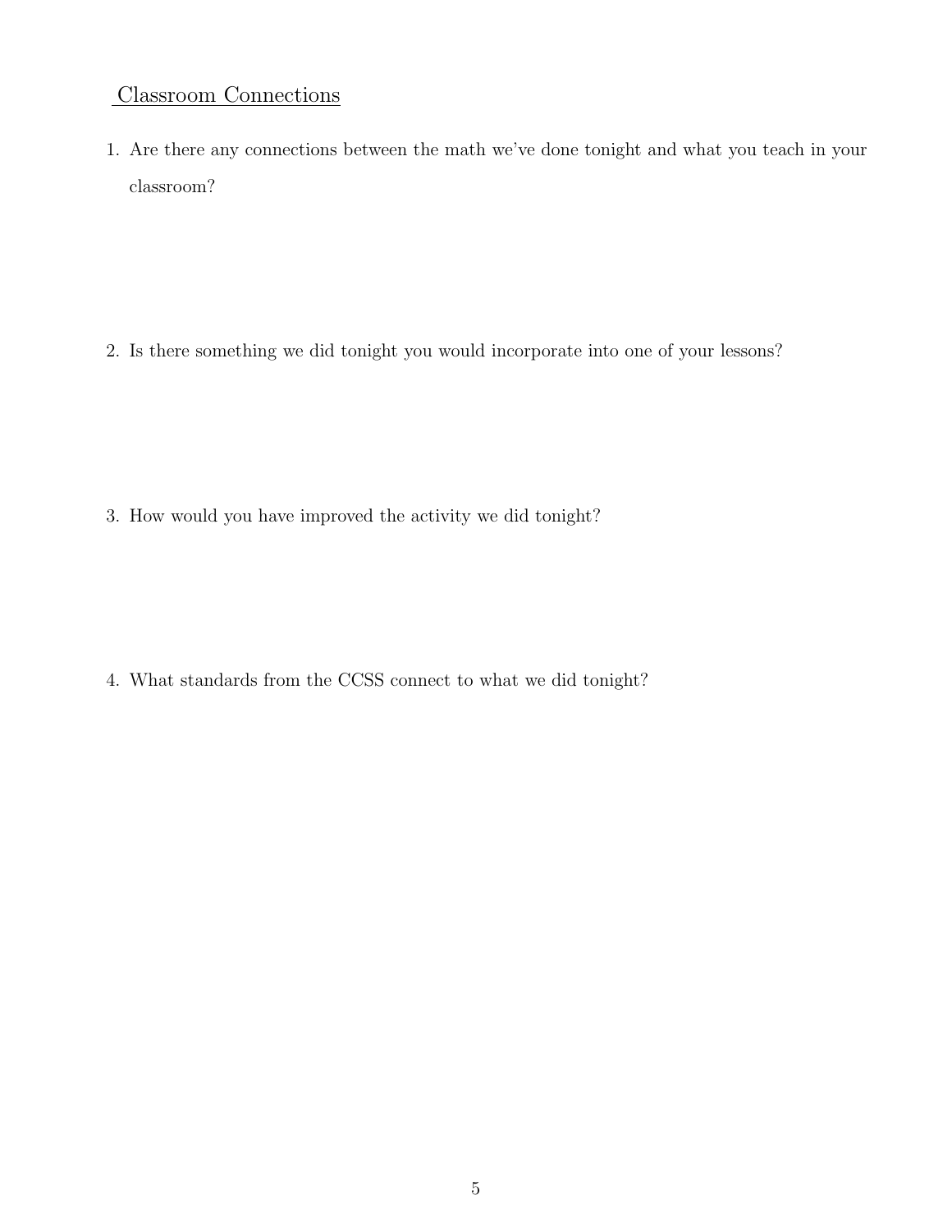## Classroom Connections

1. Are there any connections between the math we've done tonight and what you teach in your classroom?

2. Is there something we did tonight you would incorporate into one of your lessons?

3. How would you have improved the activity we did tonight?

4. What standards from the CCSS connect to what we did tonight?